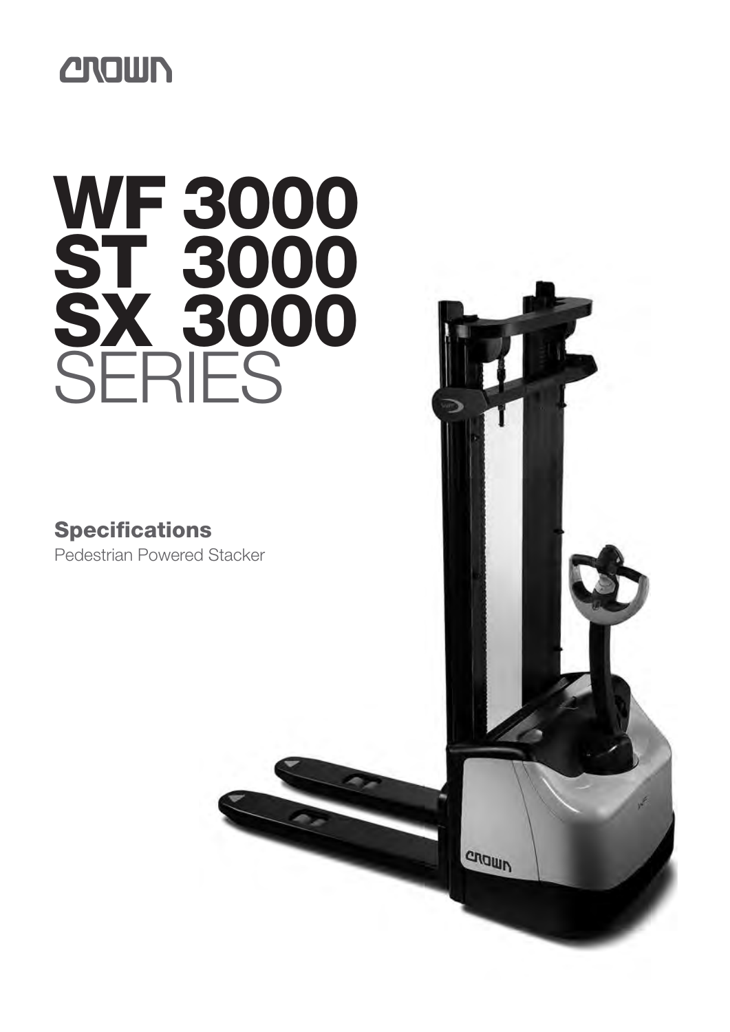CROWN

# WF 3000
# ST 3000
# SX 3000
# SERIES

## Specifications

Pedestrian Powered Stacker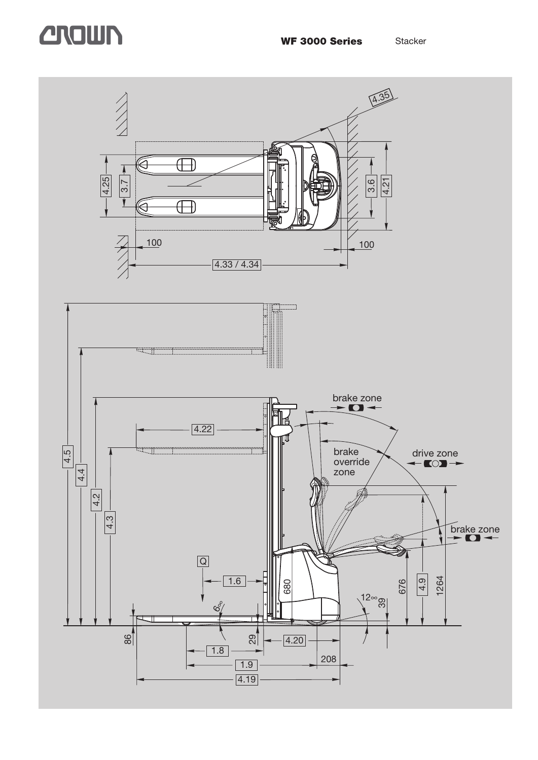WF 3000 Series Stacker

4.35

4.25

3.7

3.6

4.21

100

100

4.33 / 4.34

brake zone

4.22

brake override zone

drive zone

4.5

4.4

4.2

4.3

brake zone

Q

1.6

680

676

4.9

1264

12°

39

6°

86

29

4.20

1.8

208

1.9

4.19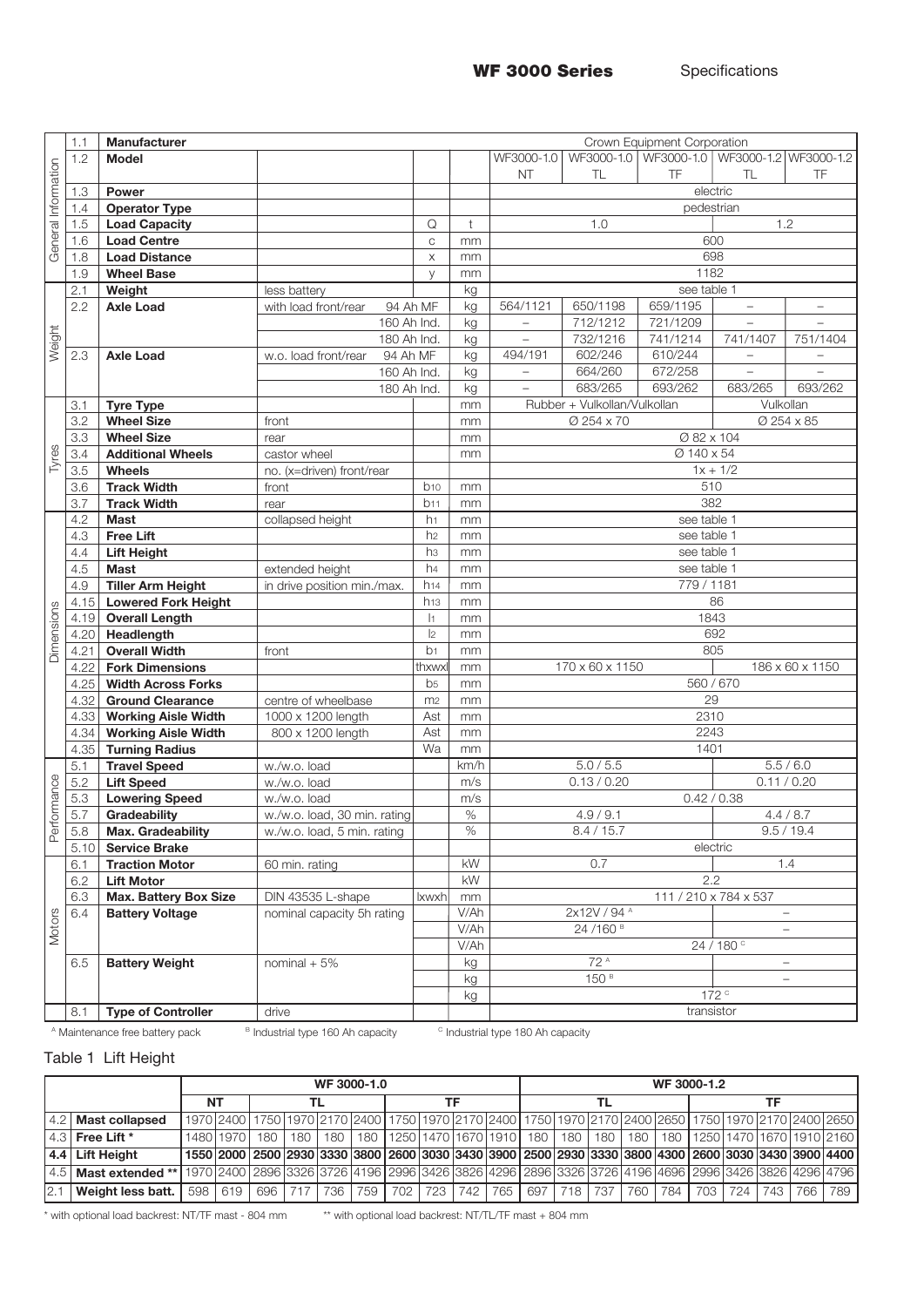## WF 3000 Series Specifications

| | | | | | | | WF3000-1.0 NT | WF3000-1.0 TL | WF3000-1.0 TF | WF3000-1.2 TL | WF3000-1.2 TF |
|---|---|---|---|---|---|---|---|---|---|---|---|
| General Information | 1.1 | **Manufacturer** | | | | | Crown Equipment Corporation | | | | |
| | 1.2 | **Model** | | | | | WF3000-1.0 NT | WF3000-1.0 TL | WF3000-1.0 TF | WF3000-1.2 TL | WF3000-1.2 TF |
| | 1.3 | **Power** | | | | | electric | | | | |
| | 1.4 | **Operator Type** | | | | | pedestrian | | | | |
| | 1.5 | **Load Capacity** | | | Q | t | 1.0 | | | 1.2 | |
| | 1.6 | **Load Centre** | | | c | mm | 600 | | | | |
| | 1.8 | **Load Distance** | | | x | mm | 698 | | | | |
| | 1.9 | **Wheel Base** | | | y | mm | 1182 | | | | |
| Weight | 2.1 | **Weight** | less battery | | | kg | see table 1 | | | | |
| | 2.2 | **Axle Load** | with load front/rear | 94 Ah MF | | kg | 564/1121 | 650/1198 | 659/1195 | – | – |
| | | | | 160 Ah Ind. | | kg | – | 712/1212 | 721/1209 | – | – |
| | | | | 180 Ah Ind. | | kg | – | 732/1216 | 741/1214 | 741/1407 | 751/1404 |
| | 2.3 | **Axle Load** | w.o. load front/rear | 94 Ah MF | | kg | 494/191 | 602/246 | 610/244 | – | – |
| | | | | 160 Ah Ind. | | kg | – | 664/260 | 672/258 | – | – |
| | | | | 180 Ah Ind. | | kg | – | 683/265 | 693/262 | 683/265 | 693/262 |
| Tyres | 3.1 | **Tyre Type** | | | | mm | Rubber + Vulkollan/Vulkollan | | | Vulkollan | |
| | 3.2 | **Wheel Size** | front | | | mm | Ø 254 x 70 | | | Ø 254 x 85 | |
| | 3.3 | **Wheel Size** | rear | | | mm | Ø 82 x 104 | | | | |
| | 3.4 | **Additional Wheels** | castor wheel | | | mm | Ø 140 x 54 | | | | |
| | 3.5 | **Wheels** | no. (x=driven) front/rear | | | | 1x + 1/2 | | | | |
| | 3.6 | **Track Width** | front | | $b_{10}$ | mm | 510 | | | | |
| | 3.7 | **Track Width** | rear | | $b_{11}$ | mm | 382 | | | | |
| Dimensions | 4.2 | **Mast** | collapsed height | | $h_1$ | mm | see table 1 | | | | |
| | 4.3 | **Free Lift** | | | $h_2$ | mm | see table 1 | | | | |
| | 4.4 | **Lift Height** | | | $h_3$ | mm | see table 1 | | | | |
| | 4.5 | **Mast** | extended height | | $h_4$ | mm | see table 1 | | | | |
| | 4.9 | **Tiller Arm Height** | in drive position min./max. | | $h_{14}$ | mm | 779 / 1181 | | | | |
| | 4.15 | **Lowered Fork Height** | | | $h_{13}$ | mm | 86 | | | | |
| | 4.19 | **Overall Length** | | | $l_1$ | mm | 1843 | | | | |
| | 4.20 | **Headlength** | | | $l_2$ | mm | 692 | | | | |
| | 4.21 | **Overall Width** | front | | $b_1$ | mm | 805 | | | | |
| | 4.22 | **Fork Dimensions** | | | thxwxl | mm | 170 x 60 x 1150 | | | 186 x 60 x 1150 | |
| | 4.25 | **Width Across Forks** | | | $b_5$ | mm | 560 / 670 | | | | |
| | 4.32 | **Ground Clearance** | centre of wheelbase | | $m_2$ | mm | 29 | | | | |
| | 4.33 | **Working Aisle Width** | 1000 x 1200 length | | Ast | mm | 2310 | | | | |
| | 4.34 | **Working Aisle Width** | 800 x 1200 length | | Ast | mm | 2243 | | | | |
| | 4.35 | **Turning Radius** | | | Wa | mm | 1401 | | | | |
| Performance | 5.1 | **Travel Speed** | w./w.o. load | | | km/h | 5.0 / 5.5 | | | 5.5 / 6.0 | |
| | 5.2 | **Lift Speed** | w./w.o. load | | | m/s | 0.13 / 0.20 | | | 0.11 / 0.20 | |
| | 5.3 | **Lowering Speed** | w./w.o. load | | | m/s | 0.42 / 0.38 | | | | |
| | 5.7 | **Gradeability** | w./w.o. load, 30 min. rating | | | % | 4.9 / 9.1 | | | 4.4 / 8.7 | |
| | 5.8 | **Max. Gradeability** | w./w.o. load, 5 min. rating | | | % | 8.4 / 15.7 | | | 9.5 / 19.4 | |
| | 5.10 | **Service Brake** | | | | | electric | | | | |
| Motors | 6.1 | **Traction Motor** | 60 min. rating | | | kW | 0.7 | | | 1.4 | |
| | 6.2 | **Lift Motor** | | | | kW | 2.2 | | | | |
| | 6.3 | **Max. Battery Box Size** | DIN 43535 L-shape | | lxwxh | mm | 111 / 210 x 784 x 537 | | | | |
| | 6.4 | **Battery Voltage** | nominal capacity 5h rating | | | V/Ah | 2x12V / 94 [A] | | | – | |
| | | | | | | V/Ah | 24 /160 [B] | | | – | |
| | | | | | | V/Ah | 24 / 180 [C] | | | | |
| | 6.5 | **Battery Weight** | nominal + 5% | | | kg | 72 [A] | | | – | |
| | | | | | | kg | 150 [B] | | | – | |
| | | | | | | kg | 172 [C] | | | | |
| | 8.1 | **Type of Controller** | drive | | | | transistor | | | | |

[A] Maintenance free battery pack [B] Industrial type 160 Ah capacity [C] Industrial type 180 Ah capacity

### Table 1 Lift Height

| | | WF 3000-1.0 | | | | | | | | | | WF 3000-1.2 | | | | | | | | | |
|---|---|---|---|---|---|---|---|---|---|---|---|---|---|---|---|---|---|---|---|---|---|
| | | NT | | TL | | | | TF | | | | TL | | | | | TF | | | | |
| 4.2 | **Mast collapsed** | 1970 | 2400 | 1750 | 1970 | 2170 | 2400 | 1750 | 1970 | 2170 | 2400 | 1750 | 1970 | 2170 | 2400 | 2650 | 1750 | 1970 | 2170 | 2400 | 2650 |
| 4.3 | **Free Lift \*** | 1480 | 1970 | 180 | 180 | 180 | 180 | 1250 | 1470 | 1670 | 1910 | 180 | 180 | 180 | 180 | 180 | 1250 | 1470 | 1670 | 1910 | 2160 |
| **4.4** | **Lift Height** | **1550** | **2000** | **2500** | **2930** | **3330** | **3800** | **2600** | **3030** | **3430** | **3900** | **2500** | **2930** | **3330** | **3800** | **4300** | **2600** | **3030** | **3430** | **3900** | **4400** |
| 4.5 | **Mast extended \*\*** | 1970 | 2400 | 2896 | 3326 | 3726 | 4196 | 2996 | 3426 | 3826 | 4296 | 2896 | 3326 | 3726 | 4196 | 4696 | 2996 | 3426 | 3826 | 4296 | 4796 |
| 2.1 | **Weight less batt.** | 598 | 619 | 696 | 717 | 736 | 759 | 702 | 723 | 742 | 765 | 697 | 718 | 737 | 760 | 784 | 703 | 724 | 743 | 766 | 789 |

\* with optional load backrest: NT/TF mast - 804 mm \*\* with optional load backrest: NT/TL/TF mast + 804 mm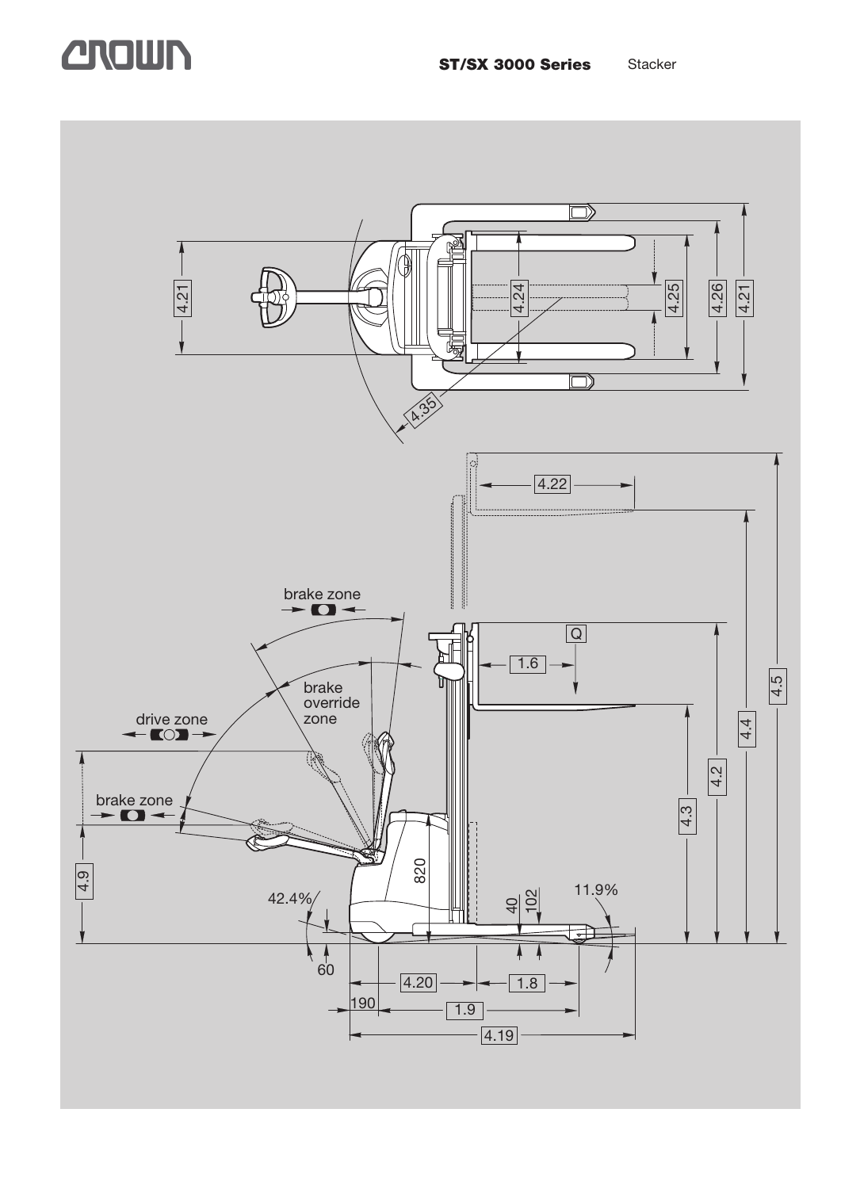**ST/SX 3000 Series** Stacker

4.21

4.24

4.25

4.26

4.21

4.35

4.22

brake zone

Q

1.6

brake override zone

drive zone

4.5

4.4

brake zone

4.2

4.3

4.9

820

42.4%

40

102

11.9%

60

4.20

1.8

190

1.9

4.19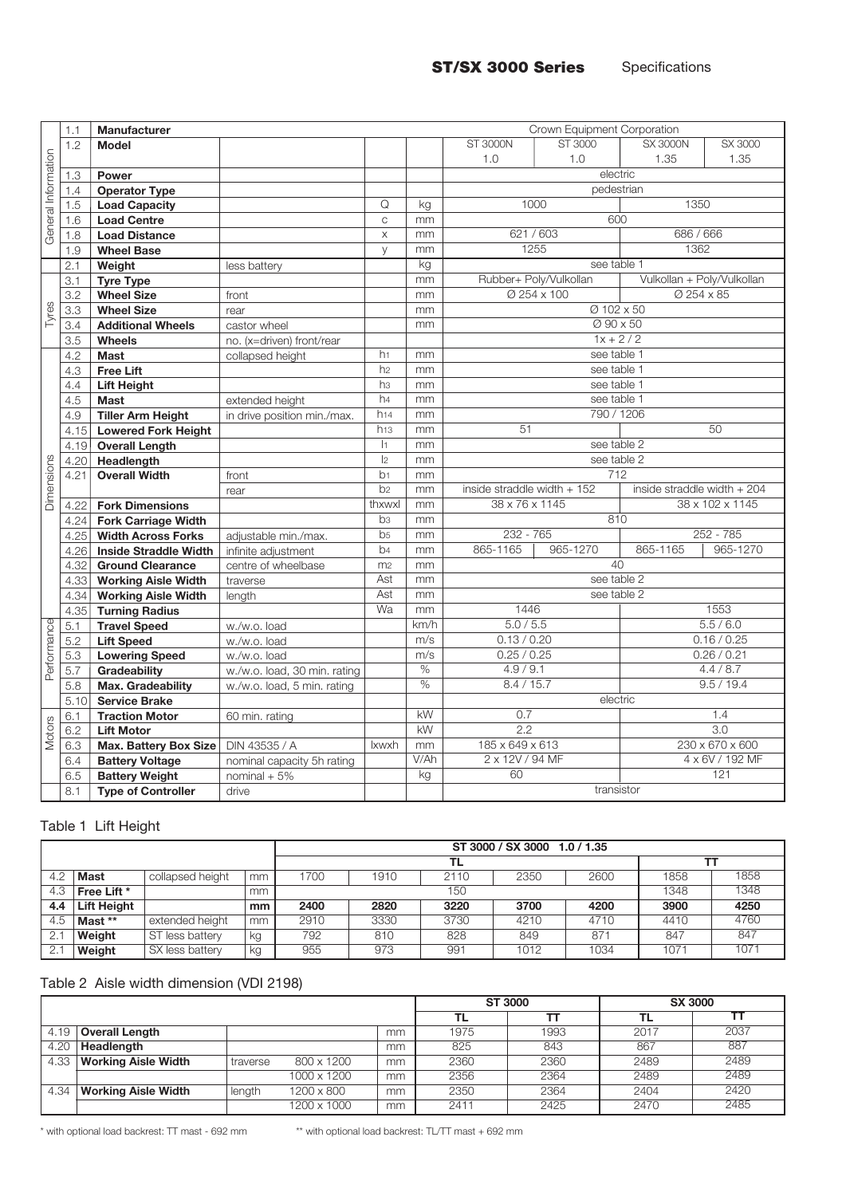## ST/SX 3000 Series Specifications

| | | | | | | | | | |
|---|---|---|---|---|---|---|---|---|---|
| General Information | 1.1 | **Manufacturer** | | | | Crown Equipment Corporation | | | |
| | 1.2 | **Model** | | | | ST 3000N 1.0 | ST 3000 1.0 | SX 3000N 1.35 | SX 3000 1.35 |
| | 1.3 | **Power** | | | | electric | | | |
| | 1.4 | **Operator Type** | | | | pedestrian | | | |
| | 1.5 | **Load Capacity** | | Q | kg | 1000 | | 1350 | |
| | 1.6 | **Load Centre** | | c | mm | 600 | | | |
| | 1.8 | **Load Distance** | | x | mm | 621 / 603 | | 686 / 666 | |
| | 1.9 | **Wheel Base** | | y | mm | 1255 | | 1362 | |
| | 2.1 | **Weight** | less battery | | kg | see table 1 | | | |
| Tyres | 3.1 | **Tyre Type** | | | mm | Rubber+ Poly/Vulkollan | | Vulkollan + Poly/Vulkollan | |
| | 3.2 | **Wheel Size** | front | | mm | Ø 254 x 100 | | Ø 254 x 85 | |
| | 3.3 | **Wheel Size** | rear | | mm | Ø 102 x 50 | | | |
| | 3.4 | **Additional Wheels** | castor wheel | | mm | Ø 90 x 50 | | | |
| | 3.5 | **Wheels** | no. (x=driven) front/rear | | | 1x + 2 / 2 | | | |
| Dimensions | 4.2 | **Mast** | collapsed height | $h_1$ | mm | see table 1 | | | |
| | 4.3 | **Free Lift** | | $h_2$ | mm | see table 1 | | | |
| | 4.4 | **Lift Height** | | $h_3$ | mm | see table 1 | | | |
| | 4.5 | **Mast** | extended height | $h_4$ | mm | see table 1 | | | |
| | 4.9 | **Tiller Arm Height** | in drive position min./max. | $h_{14}$ | mm | 790 / 1206 | | | |
| | 4.15 | **Lowered Fork Height** | | $h_{13}$ | mm | 51 | | 50 | |
| | 4.19 | **Overall Length** | | $l_1$ | mm | see table 2 | | | |
| | 4.20 | **Headlength** | | $l_2$ | mm | see table 2 | | | |
| | 4.21 | **Overall Width** | front | $b_1$ | mm | 712 | | | |
| | | | rear | $b_2$ | mm | inside straddle width + 152 | | inside straddle width + 204 | |
| | 4.22 | **Fork Dimensions** | | thxwxl | mm | 38 x 76 x 1145 | | 38 x 102 x 1145 | |
| | 4.24 | **Fork Carriage Width** | | $b_3$ | mm | 810 | | | |
| | 4.25 | **Width Across Forks** | adjustable min./max. | $b_5$ | mm | 232 - 765 | | 252 - 785 | |
| | 4.26 | **Inside Straddle Width** | infinite adjustment | $b_4$ | mm | 865-1165 | 965-1270 | 865-1165 | 965-1270 |
| | 4.32 | **Ground Clearance** | centre of wheelbase | $m_2$ | mm | 40 | | | |
| | 4.33 | **Working Aisle Width** | traverse | Ast | mm | see table 2 | | | |
| | 4.34 | **Working Aisle Width** | length | Ast | mm | see table 2 | | | |
| | 4.35 | **Turning Radius** | | Wa | mm | 1446 | | 1553 | |
| Performance | 5.1 | **Travel Speed** | w./w.o. load | | km/h | 5.0 / 5.5 | | 5.5 / 6.0 | |
| | 5.2 | **Lift Speed** | w./w.o. load | | m/s | 0.13 / 0.20 | | 0.16 / 0.25 | |
| | 5.3 | **Lowering Speed** | w./w.o. load | | m/s | 0.25 / 0.25 | | 0.26 / 0.21 | |
| | 5.7 | **Gradeability** | w./w.o. load, 30 min. rating | | % | 4.9 / 9.1 | | 4.4 / 8.7 | |
| | 5.8 | **Max. Gradeability** | w./w.o. load, 5 min. rating | | % | 8.4 / 15.7 | | 9.5 / 19.4 | |
| | 5.10 | **Service Brake** | | | | electric | | | |
| Motors | 6.1 | **Traction Motor** | 60 min. rating | | kW | 0.7 | | 1.4 | |
| | 6.2 | **Lift Motor** | | | kW | 2.2 | | 3.0 | |
| | 6.3 | **Max. Battery Box Size** | DIN 43535 / A | lxwxh | mm | 185 x 649 x 613 | | 230 x 670 x 600 | |
| | 6.4 | **Battery Voltage** | nominal capacity 5h rating | | V/Ah | 2 x 12V / 94 MF | | 4 x 6V / 192 MF | |
| | 6.5 | **Battery Weight** | nominal + 5% | | kg | 60 | | 121 | |
| | 8.1 | **Type of Controller** | drive | | | transistor | | | |

### Table 1 Lift Height

| | | | | ST 3000 / SX 3000 1.0 / 1.35 | | | | | | |
|---|---|---|---|---|---|---|---|---|---|---|
| | | | | TL | | | | | TT | |
| 4.2 | **Mast** | collapsed height | mm | 1700 | 1910 | 2110 | 2350 | 2600 | 1858 | 1858 |
| 4.3 | **Free Lift** * | | mm | 150 | | | | | 1348 | 1348 |
| **4.4** | **Lift Height** | | **mm** | **2400** | **2820** | **3220** | **3700** | **4200** | **3900** | **4250** |
| 4.5 | **Mast** ** | extended height | mm | 2910 | 3330 | 3730 | 4210 | 4710 | 4410 | 4760 |
| 2.1 | **Weight** | ST less battery | kg | 792 | 810 | 828 | 849 | 871 | 847 | 847 |
| 2.1 | **Weight** | SX less battery | kg | 955 | 973 | 991 | 1012 | 1034 | 1071 | 1071 |

### Table 2 Aisle width dimension (VDI 2198)

| | | | | | ST 3000 | | SX 3000 | |
|---|---|---|---|---|---|---|---|---|
| | | | | | TL | TT | TL | TT |
| 4.19 | **Overall Length** | | | mm | 1975 | 1993 | 2017 | 2037 |
| 4.20 | **Headlength** | | | mm | 825 | 843 | 867 | 887 |
| 4.33 | **Working Aisle Width** | traverse | 800 x 1200 | mm | 2360 | 2360 | 2489 | 2489 |
| | | | 1000 x 1200 | mm | 2356 | 2364 | 2489 | 2489 |
| 4.34 | **Working Aisle Width** | length | 1200 x 800 | mm | 2350 | 2364 | 2404 | 2420 |
| | | | 1200 x 1000 | mm | 2411 | 2425 | 2470 | 2485 |

* with optional load backrest: TT mast - 692 mm  ** with optional load backrest: TL/TT mast + 692 mm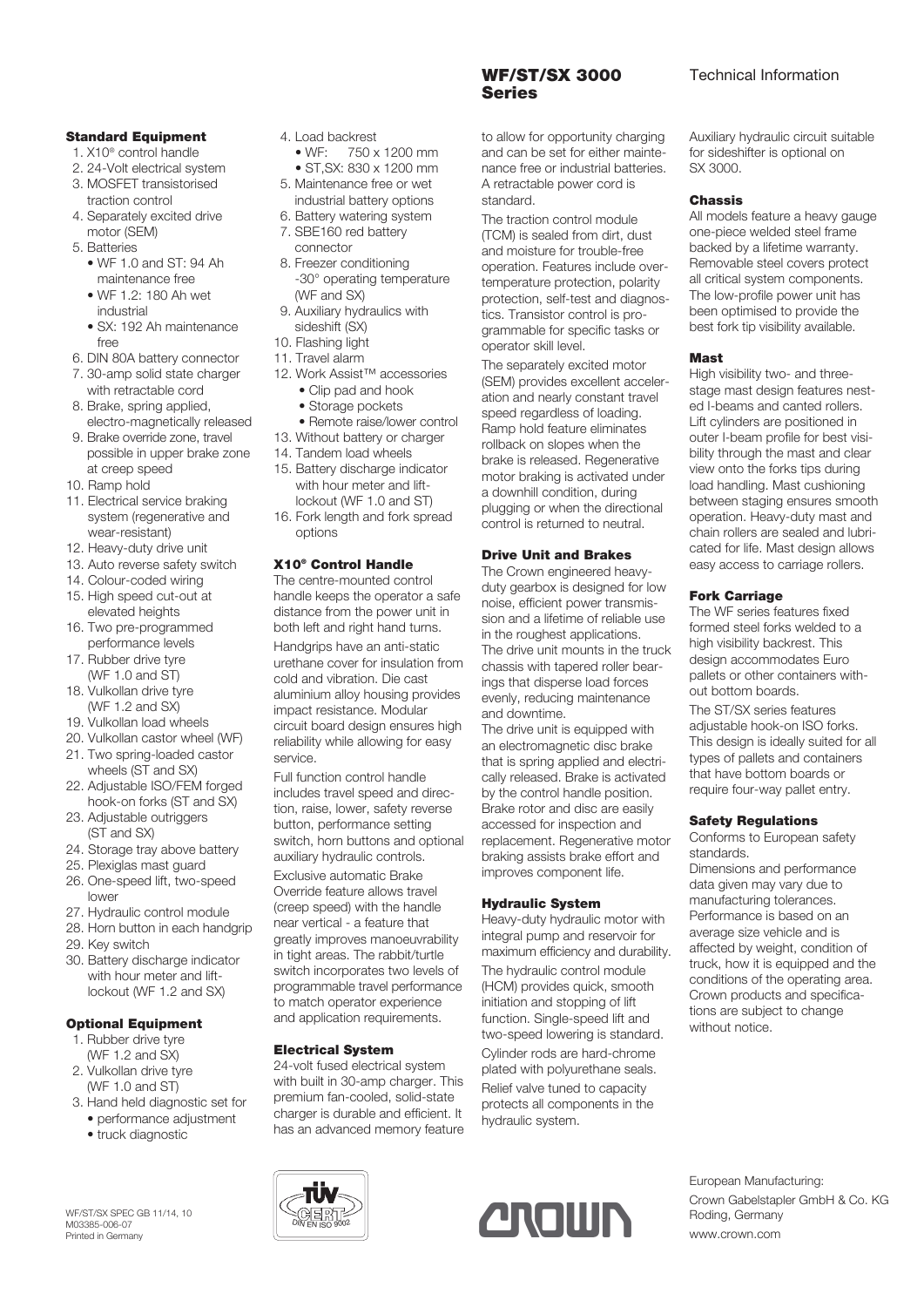# WF/ST/SX 3000 Series

Technical Information

### Standard Equipment

1. X10® control handle
2. 24-Volt electrical system
3. MOSFET transistorised traction control
4. Separately excited drive motor (SEM)
5. Batteries
   - WF 1.0 and ST: 94 Ah maintenance free
   - WF 1.2: 180 Ah wet industrial
   - SX: 192 Ah maintenance free
6. DIN 80A battery connector
7. 30-amp solid state charger with retractable cord
8. Brake, spring applied, electro-magnetically released
9. Brake override zone, travel possible in upper brake zone at creep speed
10. Ramp hold
11. Electrical service braking system (regenerative and wear-resistant)
12. Heavy-duty drive unit
13. Auto reverse safety switch
14. Colour-coded wiring
15. High speed cut-out at elevated heights
16. Two pre-programmed performance levels
17. Rubber drive tyre (WF 1.0 and ST)
18. Vulkollan drive tyre (WF 1.2 and SX)
19. Vulkollan load wheels
20. Vulkollan castor wheel (WF)
21. Two spring-loaded castor wheels (ST and SX)
22. Adjustable ISO/FEM forged hook-on forks (ST and SX)
23. Adjustable outriggers (ST and SX)
24. Storage tray above battery
25. Plexiglas mast guard
26. One-speed lift, two-speed lower
27. Hydraulic control module
28. Horn button in each handgrip
29. Key switch
30. Battery discharge indicator with hour meter and lift-lockout (WF 1.2 and SX)

### Optional Equipment

1. Rubber drive tyre (WF 1.2 and SX)
2. Vulkollan drive tyre (WF 1.0 and ST)
3. Hand held diagnostic set for
   - performance adjustment
   - truck diagnostic
4. Load backrest
   - WF: 750 x 1200 mm
   - ST,SX: 830 x 1200 mm
5. Maintenance free or wet industrial battery options
6. Battery watering system
7. SBE160 red battery connector
8. Freezer conditioning -30° operating temperature (WF and SX)
9. Auxiliary hydraulics with sideshift (SX)
10. Flashing light
11. Travel alarm
12. Work Assist™ accessories
    - Clip pad and hook
    - Storage pockets
    - Remote raise/lower control
13. Without battery or charger
14. Tandem load wheels
15. Battery discharge indicator with hour meter and lift-lockout (WF 1.0 and ST)
16. Fork length and fork spread options

### X10® Control Handle

The centre-mounted control handle keeps the operator a safe distance from the power unit in both left and right hand turns.

Handgrips have an anti-static urethane cover for insulation from cold and vibration. Die cast aluminium alloy housing provides impact resistance. Modular circuit board design ensures high reliability while allowing for easy service.

Full function control handle includes travel speed and direction, raise, lower, safety reverse button, performance setting switch, horn buttons and optional auxiliary hydraulic controls.

Exclusive automatic Brake Override feature allows travel (creep speed) with the handle near vertical - a feature that greatly improves manoeuvrability in tight areas. The rabbit/turtle switch incorporates two levels of programmable travel performance to match operator experience and application requirements.

### Electrical System

24-volt fused electrical system with built in 30-amp charger. This premium fan-cooled, solid-state charger is durable and efficient. It has an advanced memory feature to allow for opportunity charging and can be set for either maintenance free or industrial batteries. A retractable power cord is standard.

The traction control module (TCM) is sealed from dirt, dust and moisture for trouble-free operation. Features include over-temperature protection, polarity protection, self-test and diagnostics. Transistor control is programmable for specific tasks or operator skill level.

The separately excited motor (SEM) provides excellent acceleration and nearly constant travel speed regardless of loading. Ramp hold feature eliminates rollback on slopes when the brake is released. Regenerative motor braking is activated under a downhill condition, during plugging or when the directional control is returned to neutral.

### Drive Unit and Brakes

The Crown engineered heavy-duty gearbox is designed for low noise, efficient power transmission and a lifetime of reliable use in the roughest applications. The drive unit mounts in the truck chassis with tapered roller bearings that disperse load forces evenly, reducing maintenance and downtime.

The drive unit is equipped with an electromagnetic disc brake that is spring applied and electrically released. Brake is activated by the control handle position. Brake rotor and disc are easily accessed for inspection and replacement. Regenerative motor braking assists brake effort and improves component life.

### Hydraulic System

Heavy-duty hydraulic motor with integral pump and reservoir for maximum efficiency and durability.

The hydraulic control module (HCM) provides quick, smooth initiation and stopping of lift function. Single-speed lift and two-speed lowering is standard.

Cylinder rods are hard-chrome plated with polyurethane seals.

Relief valve tuned to capacity protects all components in the hydraulic system.

Auxiliary hydraulic circuit suitable for sideshifter is optional on SX 3000.

### Chassis

All models feature a heavy gauge one-piece welded steel frame backed by a lifetime warranty. Removable steel covers protect all critical system components. The low-profile power unit has been optimised to provide the best fork tip visibility available.

### Mast

High visibility two- and three-stage mast design features nested I-beams and canted rollers. Lift cylinders are positioned in outer I-beam profile for best visibility through the mast and clear view onto the forks tips during load handling. Mast cushioning between staging ensures smooth operation. Heavy-duty mast and chain rollers are sealed and lubricated for life. Mast design allows easy access to carriage rollers.

### Fork Carriage

The WF series features fixed formed steel forks welded to a high visibility backrest. This design accommodates Euro pallets or other containers without bottom boards.

The ST/SX series features adjustable hook-on ISO forks. This design is ideally suited for all types of pallets and containers that have bottom boards or require four-way pallet entry.

### Safety Regulations

Conforms to European safety standards.

Dimensions and performance data given may vary due to manufacturing tolerances. Performance is based on an average size vehicle and is affected by weight, condition of truck, how it is equipped and the conditions of the operating area. Crown products and specifications are subject to change without notice.

WF/ST/SX SPEC GB 11/14, 10
M03385-006-07
Printed in Germany

TÜV CERT DIN EN ISO 9002

CROWN

European Manufacturing:
Crown Gabelstapler GmbH & Co. KG
Roding, Germany
www.crown.com